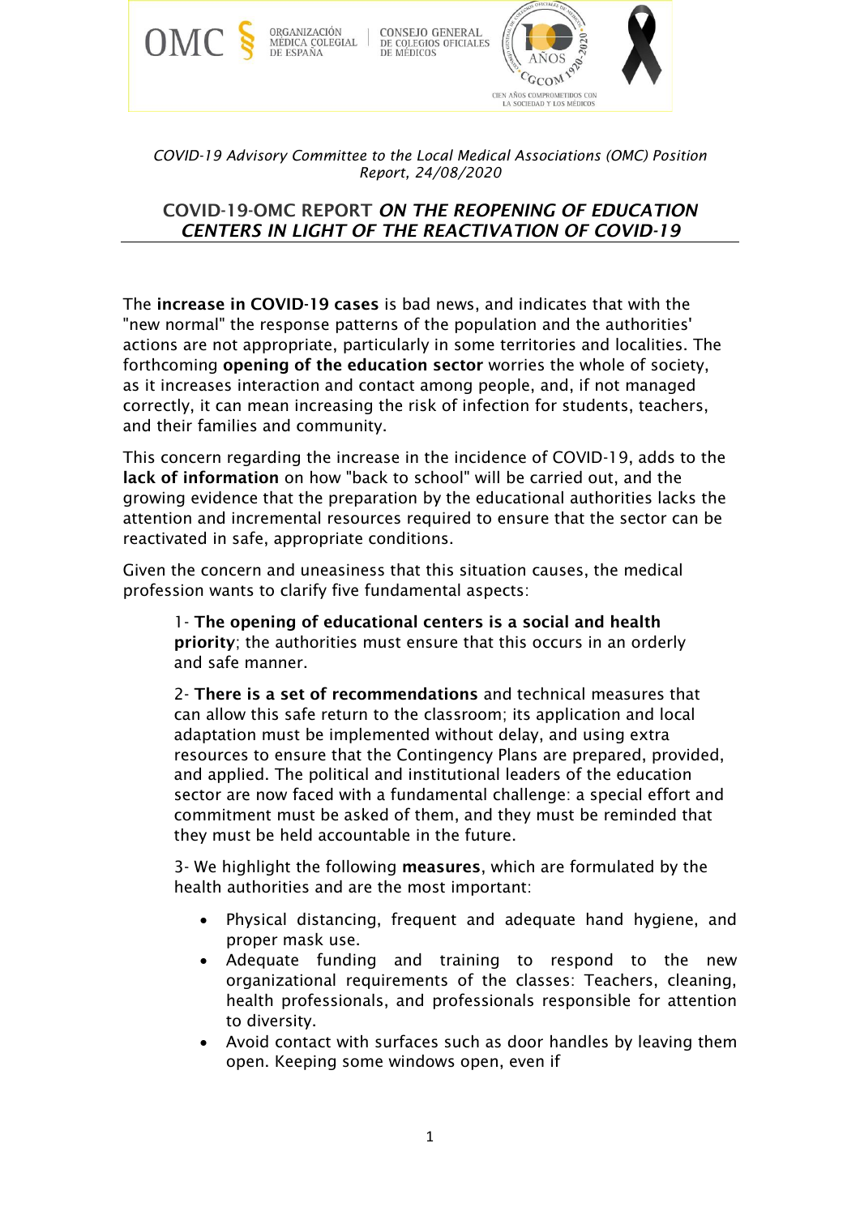*COVID-19 Advisory Committee to the Local Medical Associations (OMC) Position Report, 24/08/2020*

# COVID-19-OMC REPORT *ON THE REOPENING OF EDUCATION CENTERS IN LIGHT OF THE REACTIVATION OF COVID-19*

The **increase in COVID-19 cases** is bad news, and indicates that with the "new normal" the response patterns of the population and the authorities' actions are not appropriate, particularly in some territories and localities. The forthcoming **opening of the education sector** worries the whole of society, as it increases interaction and contact among people, and, if not managed correctly, it can mean increasing the risk of infection for students, teachers, and their families and community.

This concern regarding the increase in the incidence of COVID-19, adds to the **lack of information** on how "back to school" will be carried out, and the growing evidence that the preparation by the educational authorities lacks the attention and incremental resources required to ensure that the sector can be reactivated in safe, appropriate conditions.

Given the concern and uneasiness that this situation causes, the medical profession wants to clarify five fundamental aspects:

1- **The opening of educational centers is a social and health priority**; the authorities must ensure that this occurs in an orderly and safe manner.

2- **There is a set of recommendations** and technical measures that can allow this safe return to the classroom; its application and local adaptation must be implemented without delay, and using extra resources to ensure that the Contingency Plans are prepared, provided, and applied. The political and institutional leaders of the education sector are now faced with a fundamental challenge: a special effort and commitment must be asked of them, and they must be reminded that they must be held accountable in the future.

3- We highlight the following **measures**, which are formulated by the health authorities and are the most important:

- Physical distancing, frequent and adequate hand hygiene, and proper mask use.
- Adequate funding and training to respond to the new organizational requirements of the classes: Teachers, cleaning, health professionals, and professionals responsible for attention to diversity.
- Avoid contact with surfaces such as door handles by leaving them open. Keeping some windows open, even if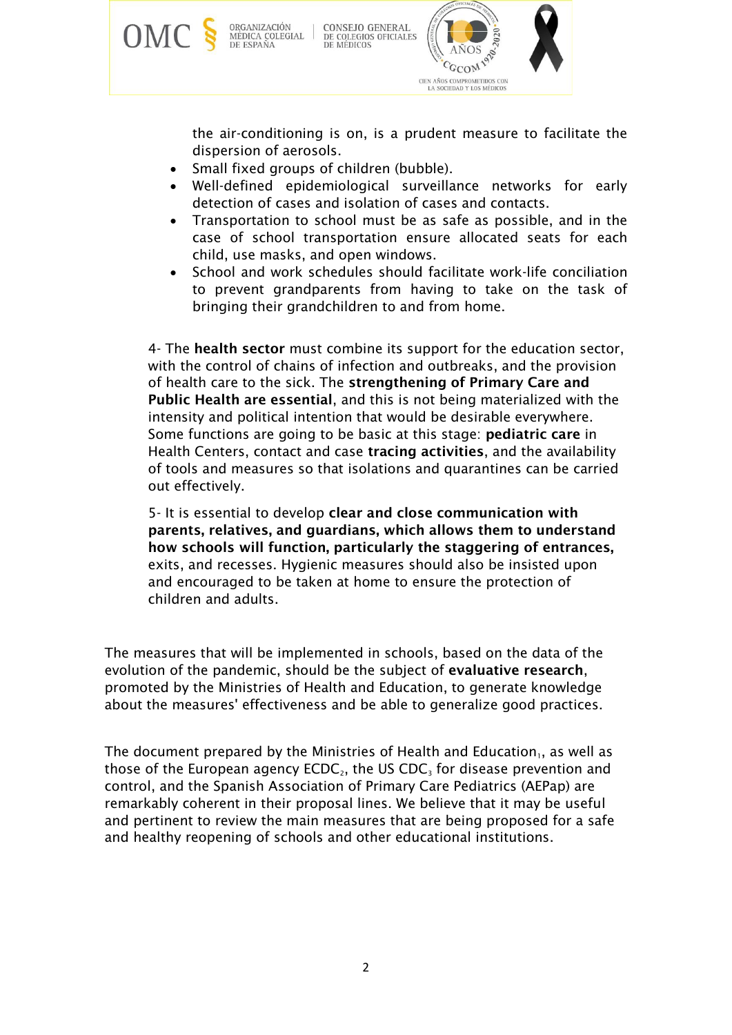the air-conditioning is on, is a prudent measure to facilitate the dispersion of aerosols.

- Small fixed groups of children (bubble).
- Well-defined epidemiological surveillance networks for early detection of cases and isolation of cases and contacts.
- Transportation to school must be as safe as possible, and in the case of school transportation ensure allocated seats for each child, use masks, and open windows.
- School and work schedules should facilitate work-life conciliation to prevent grandparents from having to take on the task of bringing their grandchildren to and from home.

4- The **health sector** must combine its support for the education sector, with the control of chains of infection and outbreaks, and the provision of health care to the sick. The **strengthening of Primary Care and Public Health are essential**, and this is not being materialized with the intensity and political intention that would be desirable everywhere. Some functions are going to be basic at this stage: **pediatric care** in Health Centers, contact and case **tracing activities**, and the availability of tools and measures so that isolations and quarantines can be carried out effectively.

5- It is essential to develop **clear and close communication with parents, relatives, and guardians, which allows them to understand how schools will function, particularly the staggering of entrances,** exits, and recesses. Hygienic measures should also be insisted upon and encouraged to be taken at home to ensure the protection of children and adults.

The measures that will be implemented in schools, based on the data of the evolution of the pandemic, should be the subject of **evaluative research**, promoted by the Ministries of Health and Education, to generate knowledge about the measures' effectiveness and be able to generalize good practices.

The document prepared by the Ministries of Health and Education[1], as well as those of the European agency ECDC[2], the US CDC[3] for disease prevention and control, and the Spanish Association of Primary Care Pediatrics (AEPap) are remarkably coherent in their proposal lines. We believe that it may be useful and pertinent to review the main measures that are being proposed for a safe and healthy reopening of schools and other educational institutions.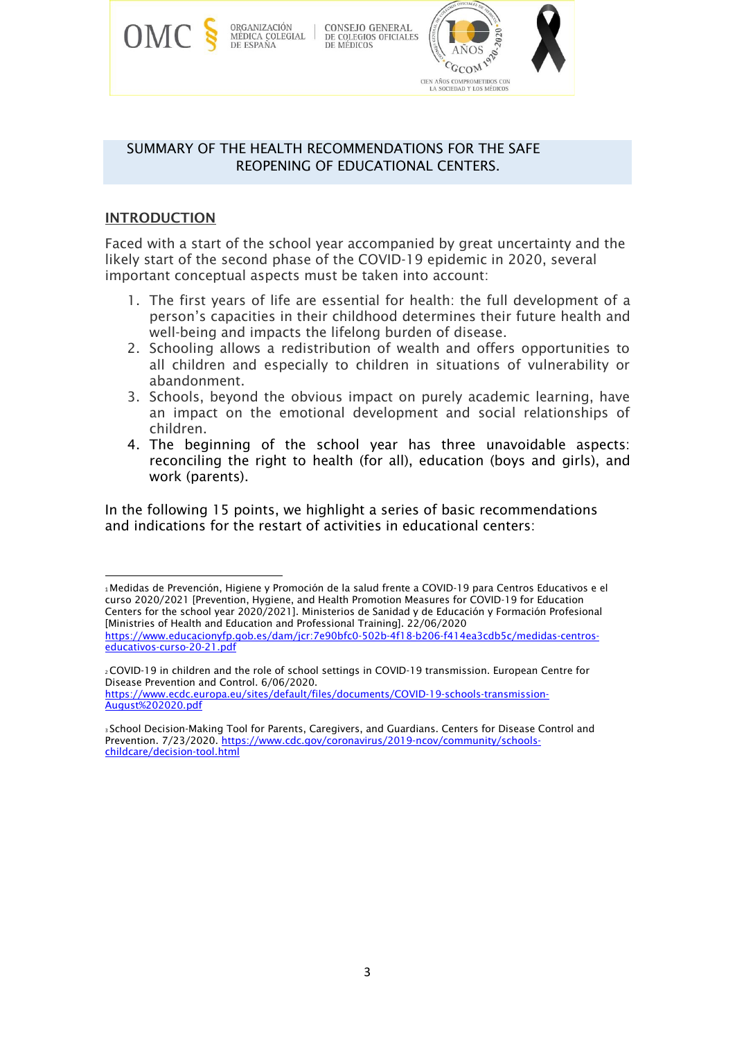## SUMMARY OF THE HEALTH RECOMMENDATIONS FOR THE SAFE REOPENING OF EDUCATIONAL CENTERS.

### INTRODUCTION

Faced with a start of the school year accompanied by great uncertainty and the likely start of the second phase of the COVID-19 epidemic in 2020, several important conceptual aspects must be taken into account:

1. The first years of life are essential for health: the full development of a person's capacities in their childhood determines their future health and well-being and impacts the lifelong burden of disease.
2. Schooling allows a redistribution of wealth and offers opportunities to all children and especially to children in situations of vulnerability or abandonment.
3. Schools, beyond the obvious impact on purely academic learning, have an impact on the emotional development and social relationships of children.
4. The beginning of the school year has three unavoidable aspects: reconciling the right to health (for all), education (boys and girls), and work (parents).

In the following 15 points, we highlight a series of basic recommendations and indications for the restart of activities in educational centers:

---

[1] Medidas de Prevención, Higiene y Promoción de la salud frente a COVID-19 para Centros Educativos e el curso 2020/2021 [Prevention, Hygiene, and Health Promotion Measures for COVID-19 for Education Centers for the school year 2020/2021]. Ministerios de Sanidad y de Educación y Formación Profesional [Ministries of Health and Education and Professional Training]. 22/06/2020 https://www.educacionyfp.gob.es/dam/jcr:7e90bfc0-502b-4f18-b206-f414ea3cdb5c/medidas-centros-educativos-curso-20-21.pdf

[2] COVID-19 in children and the role of school settings in COVID-19 transmission. European Centre for Disease Prevention and Control. 6/06/2020. https://www.ecdc.europa.eu/sites/default/files/documents/COVID-19-schools-transmission-August%202020.pdf

[3] School Decision-Making Tool for Parents, Caregivers, and Guardians. Centers for Disease Control and Prevention. 7/23/2020. https://www.cdc.gov/coronavirus/2019-ncov/community/schools-childcare/decision-tool.html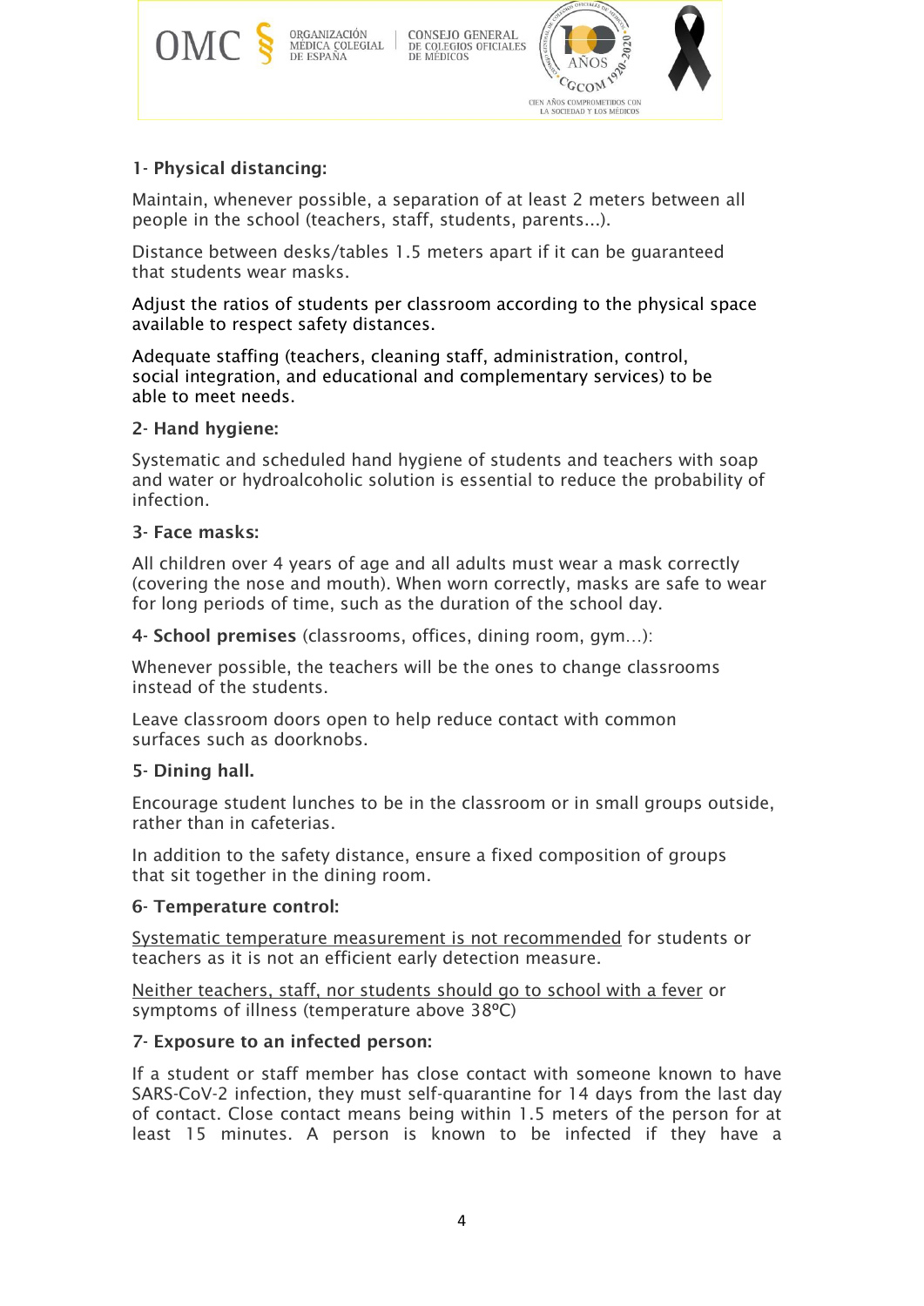**1- Physical distancing:**

Maintain, whenever possible, a separation of at least 2 meters between all people in the school (teachers, staff, students, parents...).

Distance between desks/tables 1.5 meters apart if it can be guaranteed that students wear masks.

Adjust the ratios of students per classroom according to the physical space available to respect safety distances.

Adequate staffing (teachers, cleaning staff, administration, control, social integration, and educational and complementary services) to be able to meet needs.

**2- Hand hygiene:**

Systematic and scheduled hand hygiene of students and teachers with soap and water or hydroalcoholic solution is essential to reduce the probability of infection.

**3- Face masks:**

All children over 4 years of age and all adults must wear a mask correctly (covering the nose and mouth). When worn correctly, masks are safe to wear for long periods of time, such as the duration of the school day.

**4- School premises** (classrooms, offices, dining room, gym…):

Whenever possible, the teachers will be the ones to change classrooms instead of the students.

Leave classroom doors open to help reduce contact with common surfaces such as doorknobs.

**5- Dining hall.**

Encourage student lunches to be in the classroom or in small groups outside, rather than in cafeterias.

In addition to the safety distance, ensure a fixed composition of groups that sit together in the dining room.

**6- Temperature control:**

Systematic temperature measurement is not recommended for students or teachers as it is not an efficient early detection measure.

Neither teachers, staff, nor students should go to school with a fever or symptoms of illness (temperature above 38ºC)

**7- Exposure to an infected person:**

If a student or staff member has close contact with someone known to have SARS-CoV-2 infection, they must self-quarantine for 14 days from the last day of contact. Close contact means being within 1.5 meters of the person for at least 15 minutes. A person is known to be infected if they have a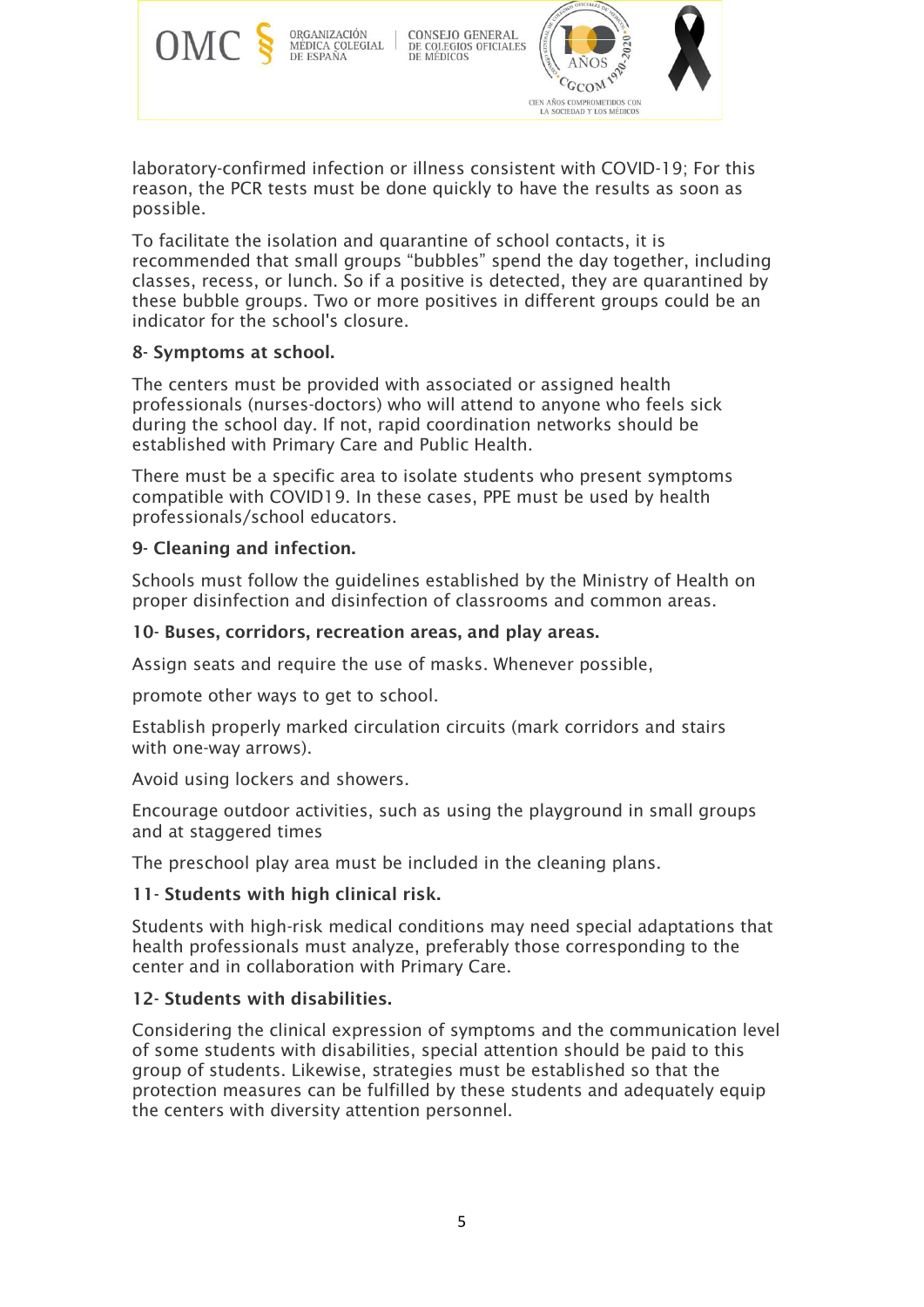laboratory-confirmed infection or illness consistent with COVID-19; For this reason, the PCR tests must be done quickly to have the results as soon as possible.

To facilitate the isolation and quarantine of school contacts, it is recommended that small groups "bubbles" spend the day together, including classes, recess, or lunch. So if a positive is detected, they are quarantined by these bubble groups. Two or more positives in different groups could be an indicator for the school's closure.

**8- Symptoms at school.**

The centers must be provided with associated or assigned health professionals (nurses-doctors) who will attend to anyone who feels sick during the school day. If not, rapid coordination networks should be established with Primary Care and Public Health.

There must be a specific area to isolate students who present symptoms compatible with COVID19. In these cases, PPE must be used by health professionals/school educators.

**9- Cleaning and infection.**

Schools must follow the guidelines established by the Ministry of Health on proper disinfection and disinfection of classrooms and common areas.

**10- Buses, corridors, recreation areas, and play areas.**

Assign seats and require the use of masks. Whenever possible,

promote other ways to get to school.

Establish properly marked circulation circuits (mark corridors and stairs with one-way arrows).

Avoid using lockers and showers.

Encourage outdoor activities, such as using the playground in small groups and at staggered times

The preschool play area must be included in the cleaning plans.

**11- Students with high clinical risk.**

Students with high-risk medical conditions may need special adaptations that health professionals must analyze, preferably those corresponding to the center and in collaboration with Primary Care.

**12- Students with disabilities.**

Considering the clinical expression of symptoms and the communication level of some students with disabilities, special attention should be paid to this group of students. Likewise, strategies must be established so that the protection measures can be fulfilled by these students and adequately equip the centers with diversity attention personnel.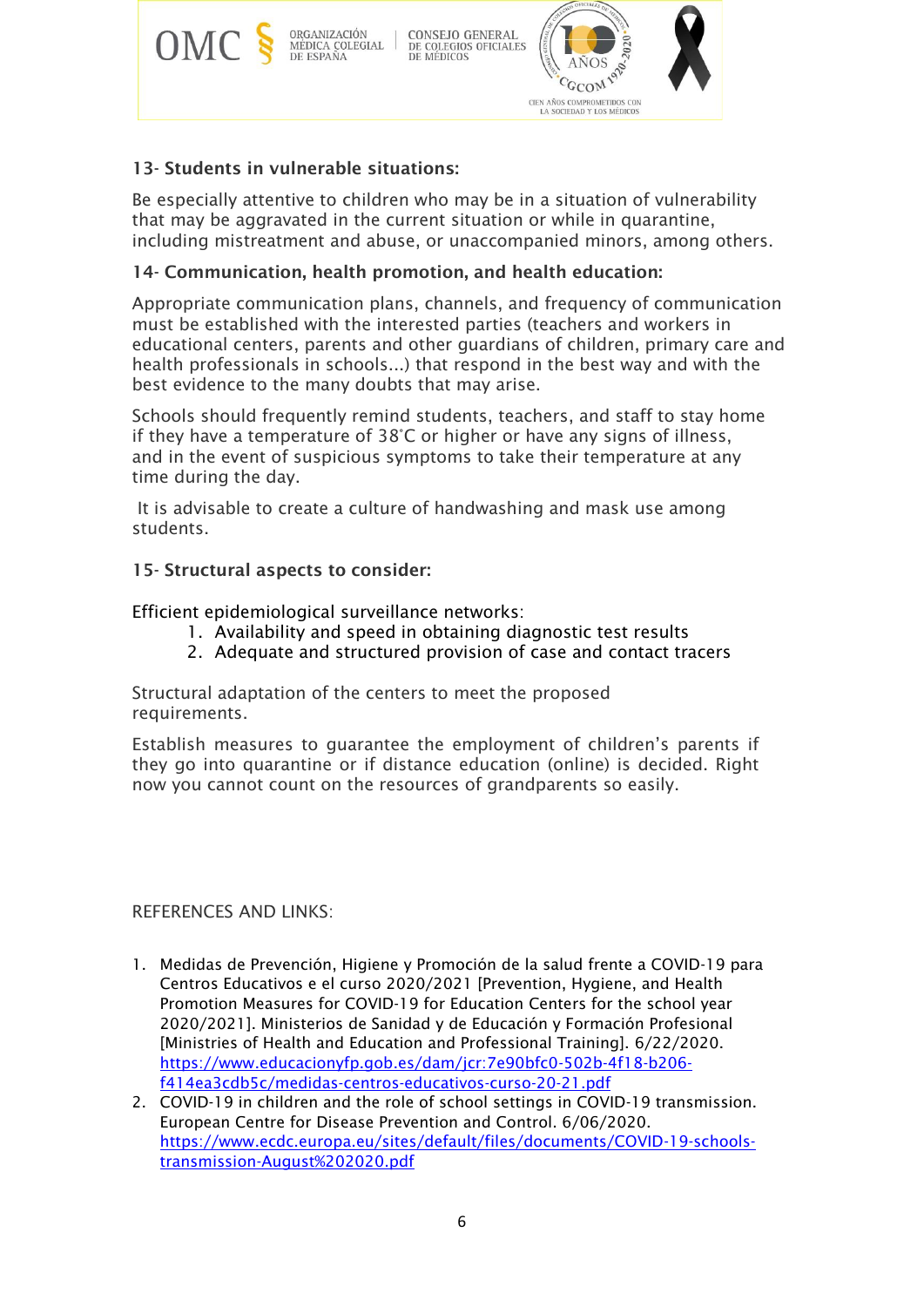### 13- Students in vulnerable situations:

Be especially attentive to children who may be in a situation of vulnerability that may be aggravated in the current situation or while in quarantine, including mistreatment and abuse, or unaccompanied minors, among others.

### 14- Communication, health promotion, and health education:

Appropriate communication plans, channels, and frequency of communication must be established with the interested parties (teachers and workers in educational centers, parents and other guardians of children, primary care and health professionals in schools...) that respond in the best way and with the best evidence to the many doubts that may arise.

Schools should frequently remind students, teachers, and staff to stay home if they have a temperature of 38°C or higher or have any signs of illness, and in the event of suspicious symptoms to take their temperature at any time during the day.

It is advisable to create a culture of handwashing and mask use among students.

### 15- Structural aspects to consider:

Efficient epidemiological surveillance networks:

1. Availability and speed in obtaining diagnostic test results
2. Adequate and structured provision of case and contact tracers

Structural adaptation of the centers to meet the proposed requirements.

Establish measures to guarantee the employment of children's parents if they go into quarantine or if distance education (online) is decided. Right now you cannot count on the resources of grandparents so easily.

REFERENCES AND LINKS:

1. Medidas de Prevención, Higiene y Promoción de la salud frente a COVID-19 para Centros Educativos e el curso 2020/2021 [Prevention, Hygiene, and Health Promotion Measures for COVID-19 for Education Centers for the school year 2020/2021]. Ministerios de Sanidad y de Educación y Formación Profesional [Ministries of Health and Education and Professional Training]. 6/22/2020. https://www.educacionyfp.gob.es/dam/jcr:7e90bfc0-502b-4f18-b206-f414ea3cdb5c/medidas-centros-educativos-curso-20-21.pdf
2. COVID-19 in children and the role of school settings in COVID-19 transmission. European Centre for Disease Prevention and Control. 6/06/2020. https://www.ecdc.europa.eu/sites/default/files/documents/COVID-19-schools-transmission-August%202020.pdf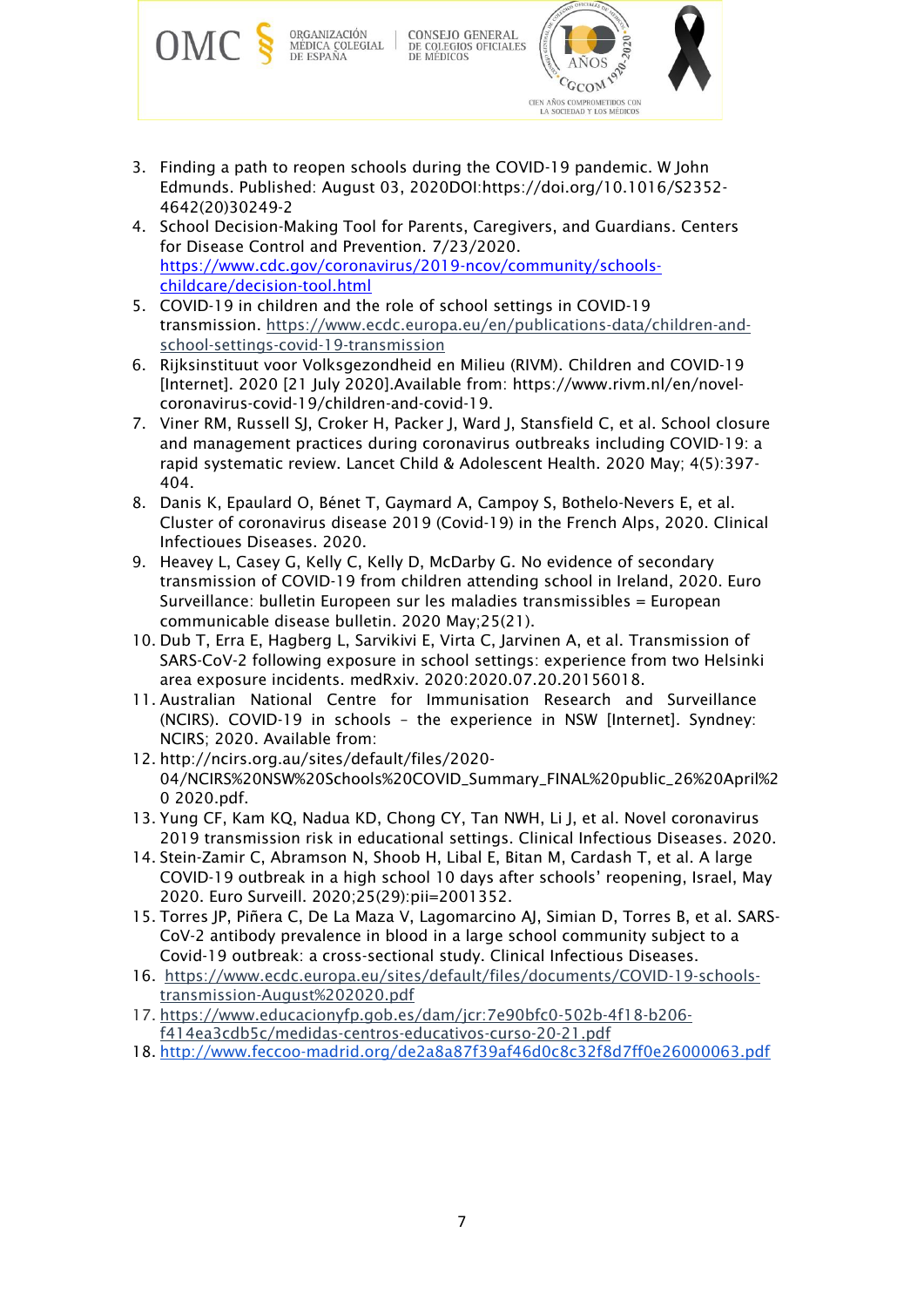3. Finding a path to reopen schools during the COVID-19 pandemic. W John Edmunds. Published: August 03, 2020DOI:https://doi.org/10.1016/S2352-4642(20)30249-2
4. School Decision-Making Tool for Parents, Caregivers, and Guardians. Centers for Disease Control and Prevention. 7/23/2020. https://www.cdc.gov/coronavirus/2019-ncov/community/schools-childcare/decision-tool.html
5. COVID-19 in children and the role of school settings in COVID-19 transmission. https://www.ecdc.europa.eu/en/publications-data/children-and-school-settings-covid-19-transmission
6. Rijksinstituut voor Volksgezondheid en Milieu (RIVM). Children and COVID-19 [Internet]. 2020 [21 July 2020].Available from: https://www.rivm.nl/en/novel-coronavirus-covid-19/children-and-covid-19.
7. Viner RM, Russell SJ, Croker H, Packer J, Ward J, Stansfield C, et al. School closure and management practices during coronavirus outbreaks including COVID-19: a rapid systematic review. Lancet Child & Adolescent Health. 2020 May; 4(5):397-404.
8. Danis K, Epaulard O, Bénet T, Gaymard A, Campoy S, Bothelo-Nevers E, et al. Cluster of coronavirus disease 2019 (Covid-19) in the French Alps, 2020. Clinical Infectioues Diseases. 2020.
9. Heavey L, Casey G, Kelly C, Kelly D, McDarby G. No evidence of secondary transmission of COVID-19 from children attending school in Ireland, 2020. Euro Surveillance: bulletin Europeen sur les maladies transmissibles = European communicable disease bulletin. 2020 May;25(21).
10. Dub T, Erra E, Hagberg L, Sarvikivi E, Virta C, Jarvinen A, et al. Transmission of SARS-CoV-2 following exposure in school settings: experience from two Helsinki area exposure incidents. medRxiv. 2020:2020.07.20.20156018.
11. Australian National Centre for Immunisation Research and Surveillance (NCIRS). COVID-19 in schools – the experience in NSW [Internet]. Syndney: NCIRS; 2020. Available from:
12. http://ncirs.org.au/sites/default/files/2020-04/NCIRS%20NSW%20Schools%20COVID_Summary_FINAL%20public_26%20April%20 2020.pdf.
13. Yung CF, Kam KQ, Nadua KD, Chong CY, Tan NWH, Li J, et al. Novel coronavirus 2019 transmission risk in educational settings. Clinical Infectious Diseases. 2020.
14. Stein-Zamir C, Abramson N, Shoob H, Libal E, Bitan M, Cardash T, et al. A large COVID-19 outbreak in a high school 10 days after schools' reopening, Israel, May 2020. Euro Surveill. 2020;25(29):pii=2001352.
15. Torres JP, Piñera C, De La Maza V, Lagomarcino AJ, Simian D, Torres B, et al. SARS-CoV-2 antibody prevalence in blood in a large school community subject to a Covid-19 outbreak: a cross-sectional study. Clinical Infectious Diseases.
16. https://www.ecdc.europa.eu/sites/default/files/documents/COVID-19-schools-transmission-August%202020.pdf
17. https://www.educacionyfp.gob.es/dam/jcr:7e90bfc0-502b-4f18-b206-f414ea3cdb5c/medidas-centros-educativos-curso-20-21.pdf
18. http://www.feccoo-madrid.org/de2a8a87f39af46d0c8c32f8d7ff0e26000063.pdf